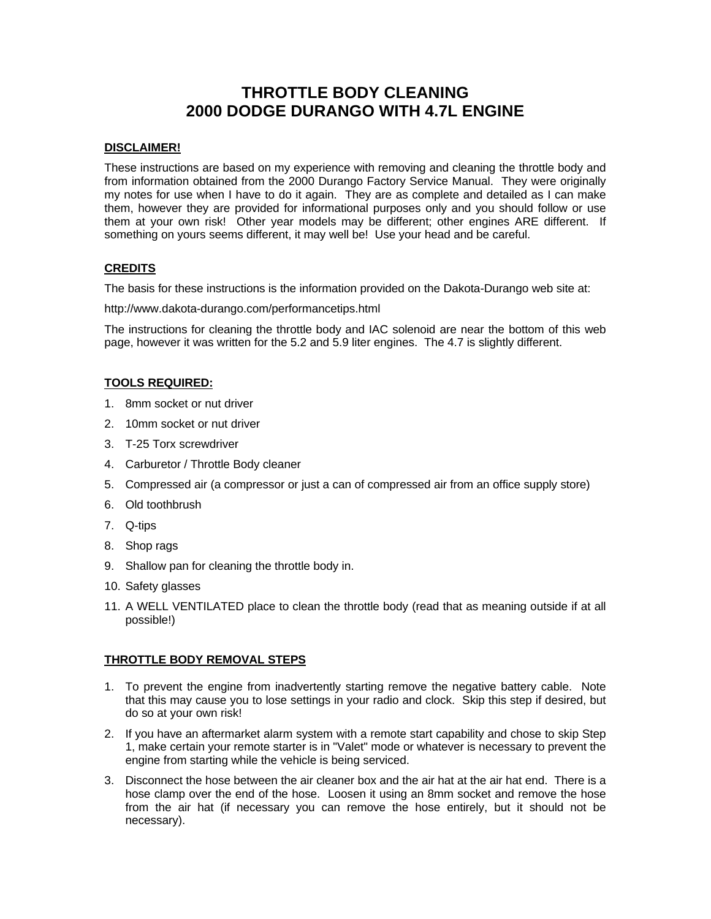# THROTTLE BODY CLEANING
# 2000 DODGE DURANGO WITH 4.7L ENGINE

## DISCLAIMER!

These instructions are based on my experience with removing and cleaning the throttle body and from information obtained from the 2000 Durango Factory Service Manual. They were originally my notes for use when I have to do it again. They are as complete and detailed as I can make them, however they are provided for informational purposes only and you should follow or use them at your own risk! Other year models may be different; other engines ARE different. If something on yours seems different, it may well be! Use your head and be careful.

## CREDITS

The basis for these instructions is the information provided on the Dakota-Durango web site at:

http://www.dakota-durango.com/performancetips.html

The instructions for cleaning the throttle body and IAC solenoid are near the bottom of this web page, however it was written for the 5.2 and 5.9 liter engines. The 4.7 is slightly different.

## TOOLS REQUIRED:

1. 8mm socket or nut driver
2. 10mm socket or nut driver
3. T-25 Torx screwdriver
4. Carburetor / Throttle Body cleaner
5. Compressed air (a compressor or just a can of compressed air from an office supply store)
6. Old toothbrush
7. Q-tips
8. Shop rags
9. Shallow pan for cleaning the throttle body in.
10. Safety glasses
11. A WELL VENTILATED place to clean the throttle body (read that as meaning outside if at all possible!)

## THROTTLE BODY REMOVAL STEPS

1. To prevent the engine from inadvertently starting remove the negative battery cable. Note that this may cause you to lose settings in your radio and clock. Skip this step if desired, but do so at your own risk!
2. If you have an aftermarket alarm system with a remote start capability and chose to skip Step 1, make certain your remote starter is in "Valet" mode or whatever is necessary to prevent the engine from starting while the vehicle is being serviced.
3. Disconnect the hose between the air cleaner box and the air hat at the air hat end. There is a hose clamp over the end of the hose. Loosen it using an 8mm socket and remove the hose from the air hat (if necessary you can remove the hose entirely, but it should not be necessary).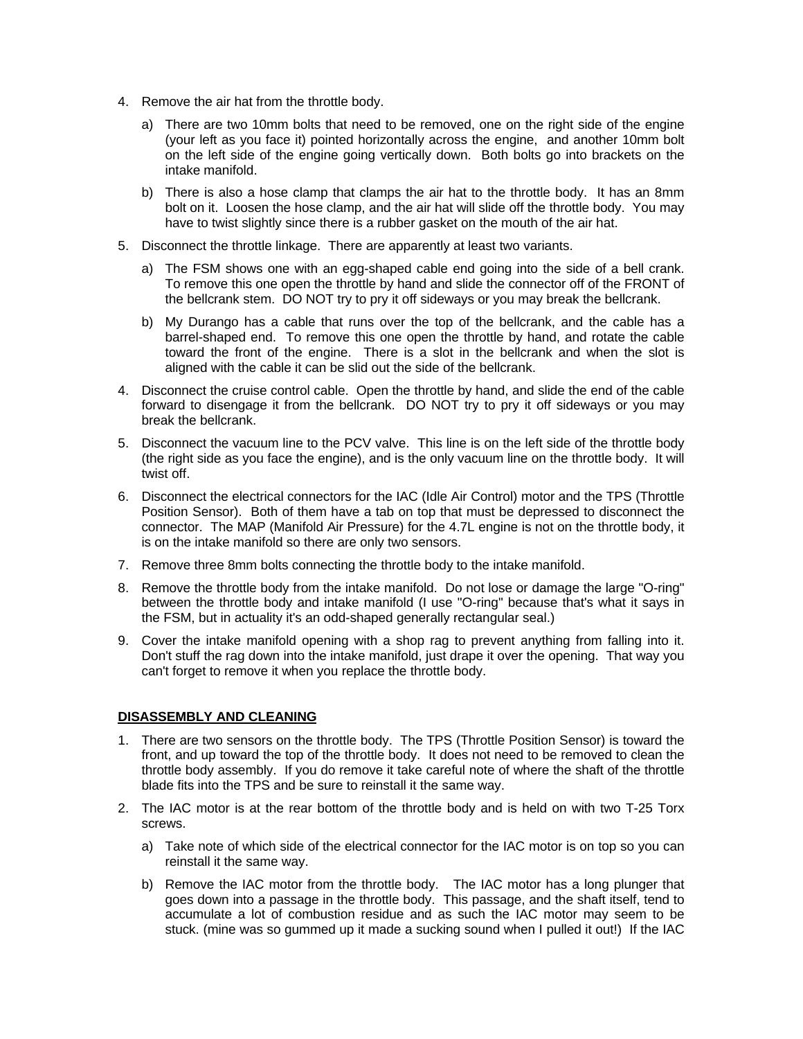4. Remove the air hat from the throttle body.

   a) There are two 10mm bolts that need to be removed, one on the right side of the engine (your left as you face it) pointed horizontally across the engine, and another 10mm bolt on the left side of the engine going vertically down. Both bolts go into brackets on the intake manifold.

   b) There is also a hose clamp that clamps the air hat to the throttle body. It has an 8mm bolt on it. Loosen the hose clamp, and the air hat will slide off the throttle body. You may have to twist slightly since there is a rubber gasket on the mouth of the air hat.

5. Disconnect the throttle linkage. There are apparently at least two variants.

   a) The FSM shows one with an egg-shaped cable end going into the side of a bell crank. To remove this one open the throttle by hand and slide the connector off of the FRONT of the bellcrank stem. DO NOT try to pry it off sideways or you may break the bellcrank.

   b) My Durango has a cable that runs over the top of the bellcrank, and the cable has a barrel-shaped end. To remove this one open the throttle by hand, and rotate the cable toward the front of the engine. There is a slot in the bellcrank and when the slot is aligned with the cable it can be slid out the side of the bellcrank.

4. Disconnect the cruise control cable. Open the throttle by hand, and slide the end of the cable forward to disengage it from the bellcrank. DO NOT try to pry it off sideways or you may break the bellcrank.

5. Disconnect the vacuum line to the PCV valve. This line is on the left side of the throttle body (the right side as you face the engine), and is the only vacuum line on the throttle body. It will twist off.

6. Disconnect the electrical connectors for the IAC (Idle Air Control) motor and the TPS (Throttle Position Sensor). Both of them have a tab on top that must be depressed to disconnect the connector. The MAP (Manifold Air Pressure) for the 4.7L engine is not on the throttle body, it is on the intake manifold so there are only two sensors.

7. Remove three 8mm bolts connecting the throttle body to the intake manifold.

8. Remove the throttle body from the intake manifold. Do not lose or damage the large "O-ring" between the throttle body and intake manifold (I use "O-ring" because that's what it says in the FSM, but in actuality it's an odd-shaped generally rectangular seal.)

9. Cover the intake manifold opening with a shop rag to prevent anything from falling into it. Don't stuff the rag down into the intake manifold, just drape it over the opening. That way you can't forget to remove it when you replace the throttle body.

## DISASSEMBLY AND CLEANING

1. There are two sensors on the throttle body. The TPS (Throttle Position Sensor) is toward the front, and up toward the top of the throttle body. It does not need to be removed to clean the throttle body assembly. If you do remove it take careful note of where the shaft of the throttle blade fits into the TPS and be sure to reinstall it the same way.

2. The IAC motor is at the rear bottom of the throttle body and is held on with two T-25 Torx screws.

   a) Take note of which side of the electrical connector for the IAC motor is on top so you can reinstall it the same way.

   b) Remove the IAC motor from the throttle body. The IAC motor has a long plunger that goes down into a passage in the throttle body. This passage, and the shaft itself, tend to accumulate a lot of combustion residue and as such the IAC motor may seem to be stuck. (mine was so gummed up it made a sucking sound when I pulled it out!) If the IAC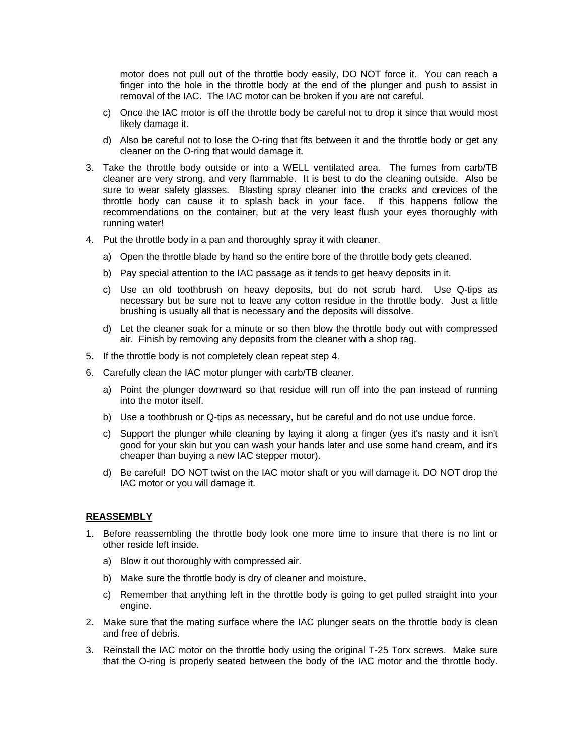motor does not pull out of the throttle body easily, DO NOT force it. You can reach a finger into the hole in the throttle body at the end of the plunger and push to assist in removal of the IAC. The IAC motor can be broken if you are not careful.

c) Once the IAC motor is off the throttle body be careful not to drop it since that would most likely damage it.

d) Also be careful not to lose the O-ring that fits between it and the throttle body or get any cleaner on the O-ring that would damage it.

3. Take the throttle body outside or into a WELL ventilated area. The fumes from carb/TB cleaner are very strong, and very flammable. It is best to do the cleaning outside. Also be sure to wear safety glasses. Blasting spray cleaner into the cracks and crevices of the throttle body can cause it to splash back in your face. If this happens follow the recommendations on the container, but at the very least flush your eyes thoroughly with running water!

4. Put the throttle body in a pan and thoroughly spray it with cleaner.

   a) Open the throttle blade by hand so the entire bore of the throttle body gets cleaned.

   b) Pay special attention to the IAC passage as it tends to get heavy deposits in it.

   c) Use an old toothbrush on heavy deposits, but do not scrub hard. Use Q-tips as necessary but be sure not to leave any cotton residue in the throttle body. Just a little brushing is usually all that is necessary and the deposits will dissolve.

   d) Let the cleaner soak for a minute or so then blow the throttle body out with compressed air. Finish by removing any deposits from the cleaner with a shop rag.

5. If the throttle body is not completely clean repeat step 4.

6. Carefully clean the IAC motor plunger with carb/TB cleaner.

   a) Point the plunger downward so that residue will run off into the pan instead of running into the motor itself.

   b) Use a toothbrush or Q-tips as necessary, but be careful and do not use undue force.

   c) Support the plunger while cleaning by laying it along a finger (yes it's nasty and it isn't good for your skin but you can wash your hands later and use some hand cream, and it's cheaper than buying a new IAC stepper motor).

   d) Be careful! DO NOT twist on the IAC motor shaft or you will damage it. DO NOT drop the IAC motor or you will damage it.

**REASSEMBLY**

1. Before reassembling the throttle body look one more time to insure that there is no lint or other reside left inside.

   a) Blow it out thoroughly with compressed air.

   b) Make sure the throttle body is dry of cleaner and moisture.

   c) Remember that anything left in the throttle body is going to get pulled straight into your engine.

2. Make sure that the mating surface where the IAC plunger seats on the throttle body is clean and free of debris.

3. Reinstall the IAC motor on the throttle body using the original T-25 Torx screws. Make sure that the O-ring is properly seated between the body of the IAC motor and the throttle body.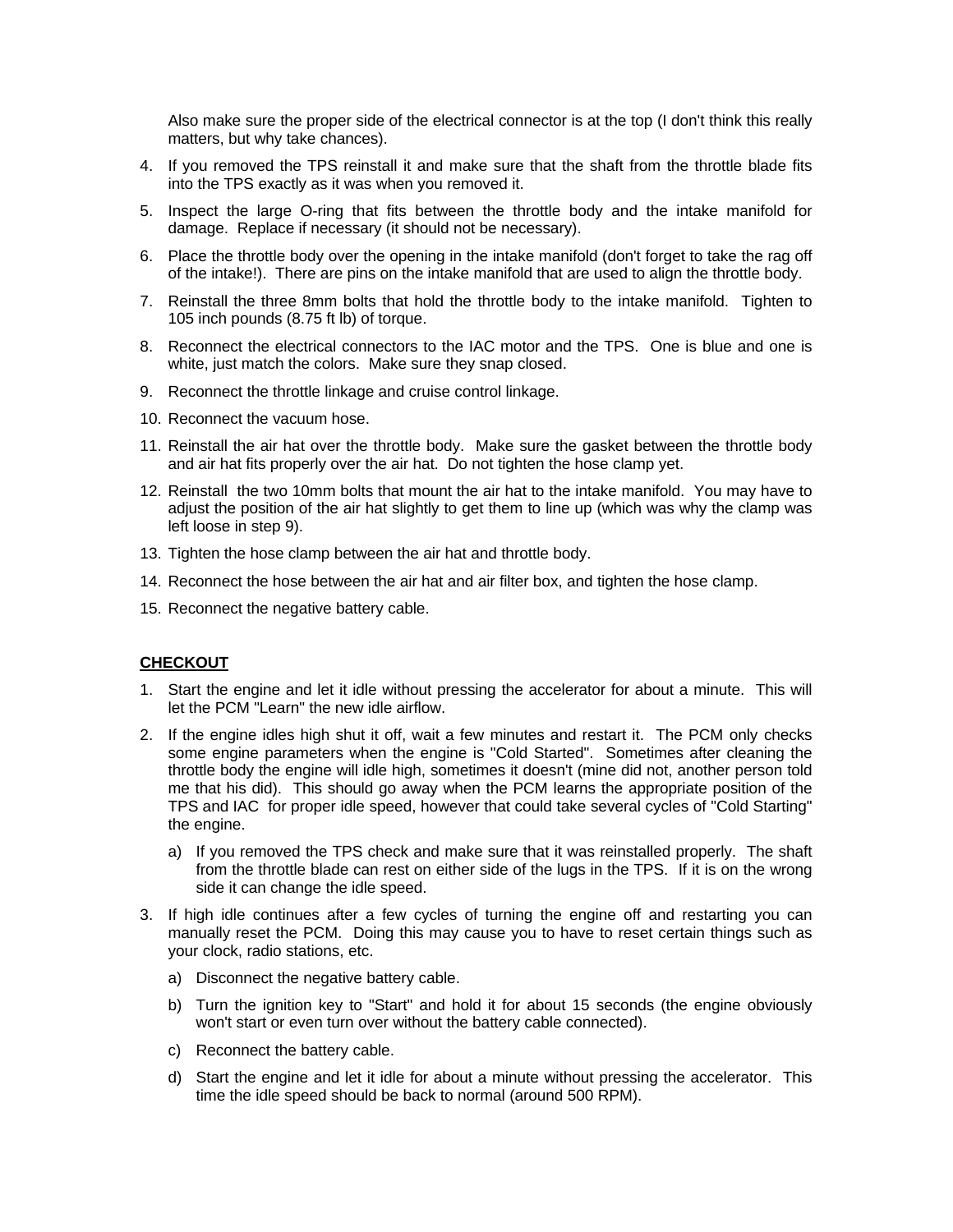Also make sure the proper side of the electrical connector is at the top (I don't think this really matters, but why take chances).

4. If you removed the TPS reinstall it and make sure that the shaft from the throttle blade fits into the TPS exactly as it was when you removed it.
5. Inspect the large O-ring that fits between the throttle body and the intake manifold for damage. Replace if necessary (it should not be necessary).
6. Place the throttle body over the opening in the intake manifold (don't forget to take the rag off of the intake!). There are pins on the intake manifold that are used to align the throttle body.
7. Reinstall the three 8mm bolts that hold the throttle body to the intake manifold. Tighten to 105 inch pounds (8.75 ft lb) of torque.
8. Reconnect the electrical connectors to the IAC motor and the TPS. One is blue and one is white, just match the colors. Make sure they snap closed.
9. Reconnect the throttle linkage and cruise control linkage.
10. Reconnect the vacuum hose.
11. Reinstall the air hat over the throttle body. Make sure the gasket between the throttle body and air hat fits properly over the air hat. Do not tighten the hose clamp yet.
12. Reinstall the two 10mm bolts that mount the air hat to the intake manifold. You may have to adjust the position of the air hat slightly to get them to line up (which was why the clamp was left loose in step 9).
13. Tighten the hose clamp between the air hat and throttle body.
14. Reconnect the hose between the air hat and air filter box, and tighten the hose clamp.
15. Reconnect the negative battery cable.

## CHECKOUT

1. Start the engine and let it idle without pressing the accelerator for about a minute. This will let the PCM "Learn" the new idle airflow.
2. If the engine idles high shut it off, wait a few minutes and restart it. The PCM only checks some engine parameters when the engine is "Cold Started". Sometimes after cleaning the throttle body the engine will idle high, sometimes it doesn't (mine did not, another person told me that his did). This should go away when the PCM learns the appropriate position of the TPS and IAC for proper idle speed, however that could take several cycles of "Cold Starting" the engine.
   a) If you removed the TPS check and make sure that it was reinstalled properly. The shaft from the throttle blade can rest on either side of the lugs in the TPS. If it is on the wrong side it can change the idle speed.
3. If high idle continues after a few cycles of turning the engine off and restarting you can manually reset the PCM. Doing this may cause you to have to reset certain things such as your clock, radio stations, etc.
   a) Disconnect the negative battery cable.
   b) Turn the ignition key to "Start" and hold it for about 15 seconds (the engine obviously won't start or even turn over without the battery cable connected).
   c) Reconnect the battery cable.
   d) Start the engine and let it idle for about a minute without pressing the accelerator. This time the idle speed should be back to normal (around 500 RPM).